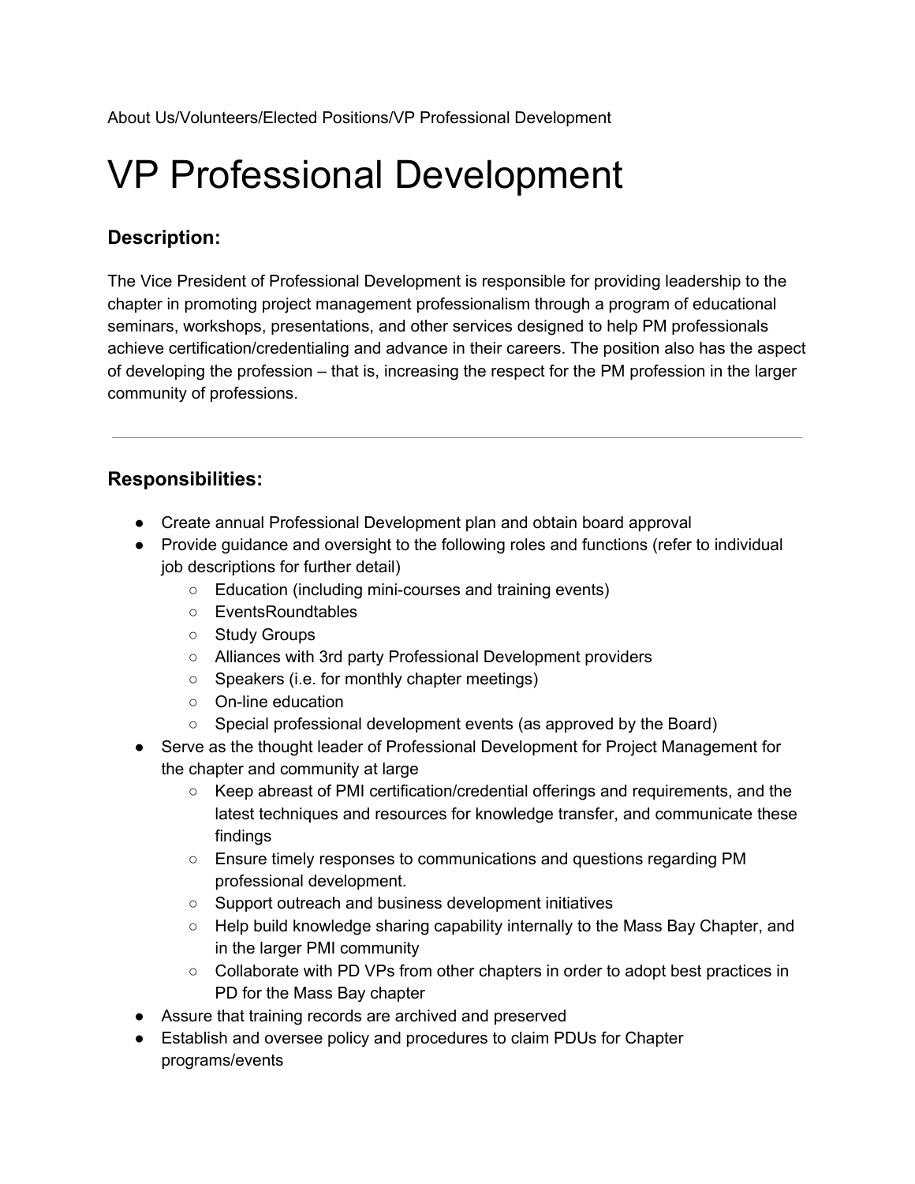About Us/Volunteers/Elected Positions/VP Professional Development

# VP Professional Development

### Description:

The Vice President of Professional Development is responsible for providing leadership to the chapter in promoting project management professionalism through a program of educational seminars, workshops, presentations, and other services designed to help PM professionals achieve certification/credentialing and advance in their careers. The position also has the aspect of developing the profession – that is, increasing the respect for the PM profession in the larger community of professions.

---

### Responsibilities:

- Create annual Professional Development plan and obtain board approval
- Provide guidance and oversight to the following roles and functions (refer to individual job descriptions for further detail)
    - Education (including mini-courses and training events)
    - EventsRoundtables
    - Study Groups
    - Alliances with 3rd party Professional Development providers
    - Speakers (i.e. for monthly chapter meetings)
    - On-line education
    - Special professional development events (as approved by the Board)
- Serve as the thought leader of Professional Development for Project Management for the chapter and community at large
    - Keep abreast of PMI certification/credential offerings and requirements, and the latest techniques and resources for knowledge transfer, and communicate these findings
    - Ensure timely responses to communications and questions regarding PM professional development.
    - Support outreach and business development initiatives
    - Help build knowledge sharing capability internally to the Mass Bay Chapter, and in the larger PMI community
    - Collaborate with PD VPs from other chapters in order to adopt best practices in PD for the Mass Bay chapter
- Assure that training records are archived and preserved
- Establish and oversee policy and procedures to claim PDUs for Chapter programs/events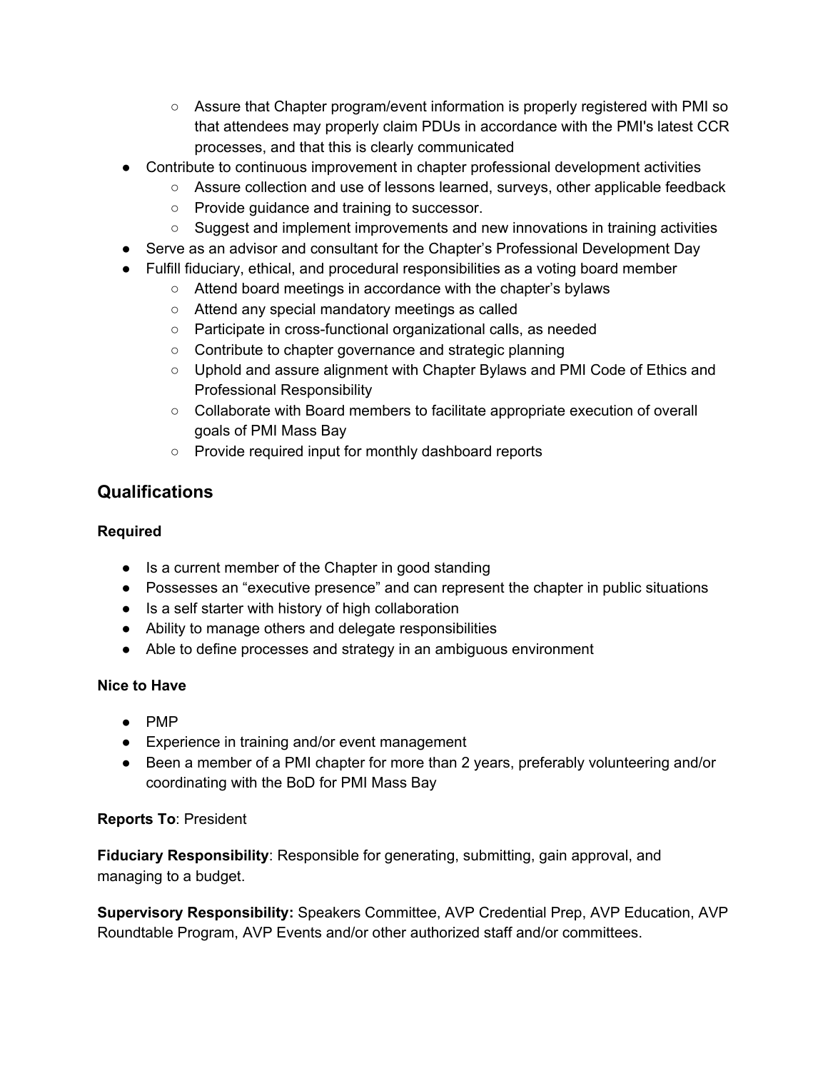- Assure that Chapter program/event information is properly registered with PMI so that attendees may properly claim PDUs in accordance with the PMI's latest CCR processes, and that this is clearly communicated
- Contribute to continuous improvement in chapter professional development activities
  - Assure collection and use of lessons learned, surveys, other applicable feedback
  - Provide guidance and training to successor.
  - Suggest and implement improvements and new innovations in training activities
- Serve as an advisor and consultant for the Chapter's Professional Development Day
- Fulfill fiduciary, ethical, and procedural responsibilities as a voting board member
  - Attend board meetings in accordance with the chapter's bylaws
  - Attend any special mandatory meetings as called
  - Participate in cross-functional organizational calls, as needed
  - Contribute to chapter governance and strategic planning
  - Uphold and assure alignment with Chapter Bylaws and PMI Code of Ethics and Professional Responsibility
  - Collaborate with Board members to facilitate appropriate execution of overall goals of PMI Mass Bay
  - Provide required input for monthly dashboard reports

## Qualifications

**Required**

- Is a current member of the Chapter in good standing
- Possesses an "executive presence" and can represent the chapter in public situations
- Is a self starter with history of high collaboration
- Ability to manage others and delegate responsibilities
- Able to define processes and strategy in an ambiguous environment

**Nice to Have**

- PMP
- Experience in training and/or event management
- Been a member of a PMI chapter for more than 2 years, preferably volunteering and/or coordinating with the BoD for PMI Mass Bay

**Reports To**: President

**Fiduciary Responsibility**: Responsible for generating, submitting, gain approval, and managing to a budget.

**Supervisory Responsibility:** Speakers Committee, AVP Credential Prep, AVP Education, AVP Roundtable Program, AVP Events and/or other authorized staff and/or committees.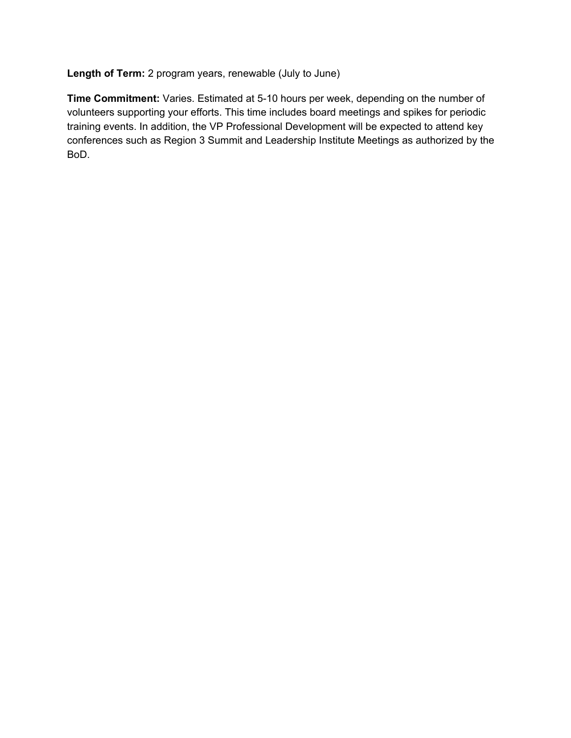**Length of Term:** 2 program years, renewable (July to June)

**Time Commitment:** Varies. Estimated at 5-10 hours per week, depending on the number of volunteers supporting your efforts. This time includes board meetings and spikes for periodic training events. In addition, the VP Professional Development will be expected to attend key conferences such as Region 3 Summit and Leadership Institute Meetings as authorized by the BoD.